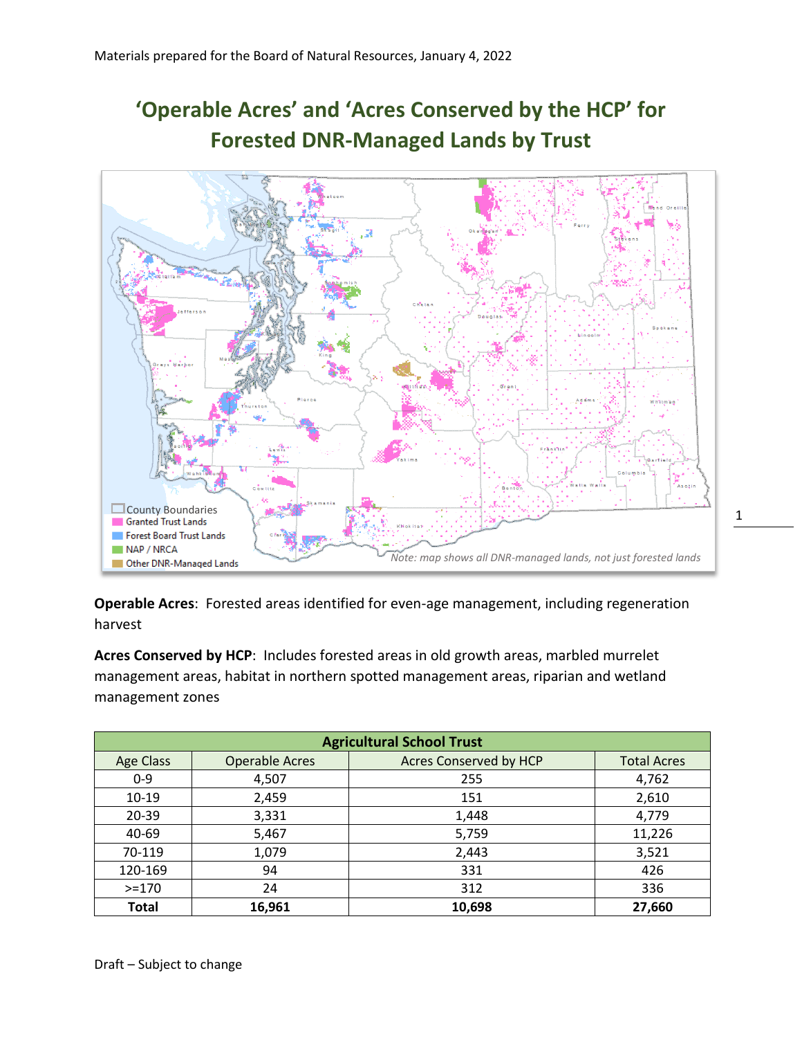Materials prepared for the Board of Natural Resources, January 4, 2022

# 'Operable Acres' and 'Acres Conserved by the HCP' for Forested DNR-Managed Lands by Trust

**Operable Acres**: Forested areas identified for even-age management, including regeneration harvest

**Acres Conserved by HCP**: Includes forested areas in old growth areas, marbled murrelet management areas, habitat in northern spotted management areas, riparian and wetland management zones

| Agricultural School Trust | | | |
|---|---|---|---|
| Age Class | Operable Acres | Acres Conserved by HCP | Total Acres |
| 0-9 | 4,507 | 255 | 4,762 |
| 10-19 | 2,459 | 151 | 2,610 |
| 20-39 | 3,331 | 1,448 | 4,779 |
| 40-69 | 5,467 | 5,759 | 11,226 |
| 70-119 | 1,079 | 2,443 | 3,521 |
| 120-169 | 94 | 331 | 426 |
| >=170 | 24 | 312 | 336 |
| **Total** | **16,961** | **10,698** | **27,660** |

Draft – Subject to change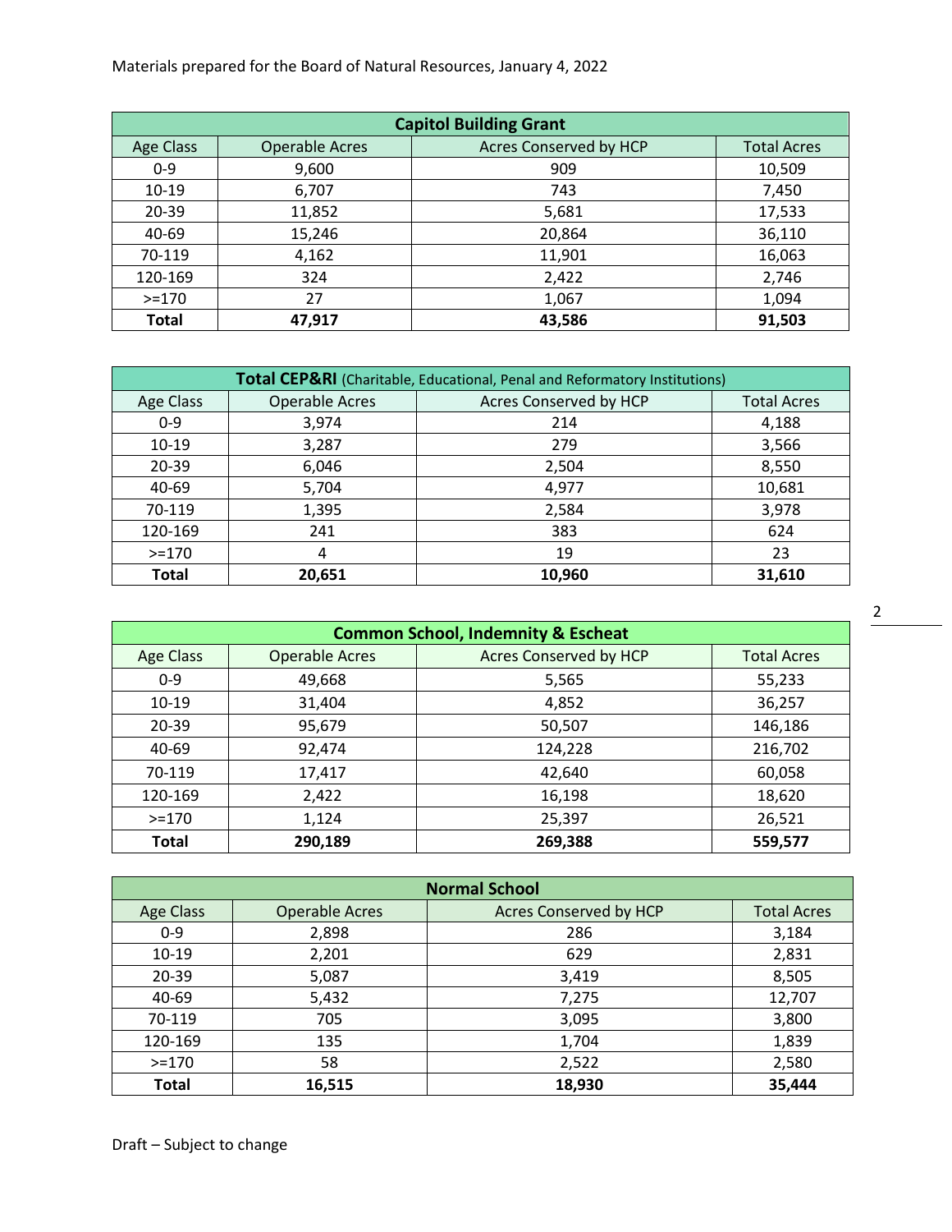Materials prepared for the Board of Natural Resources, January 4, 2022

| Capitol Building Grant | | | |
|---|---|---|---|
| Age Class | Operable Acres | Acres Conserved by HCP | Total Acres |
| 0-9 | 9,600 | 909 | 10,509 |
| 10-19 | 6,707 | 743 | 7,450 |
| 20-39 | 11,852 | 5,681 | 17,533 |
| 40-69 | 15,246 | 20,864 | 36,110 |
| 70-119 | 4,162 | 11,901 | 16,063 |
| 120-169 | 324 | 2,422 | 2,746 |
| >=170 | 27 | 1,067 | 1,094 |
| **Total** | **47,917** | **43,586** | **91,503** |

| **Total CEP&RI** (Charitable, Educational, Penal and Reformatory Institutions) | | | |
|---|---|---|---|
| Age Class | Operable Acres | Acres Conserved by HCP | Total Acres |
| 0-9 | 3,974 | 214 | 4,188 |
| 10-19 | 3,287 | 279 | 3,566 |
| 20-39 | 6,046 | 2,504 | 8,550 |
| 40-69 | 5,704 | 4,977 | 10,681 |
| 70-119 | 1,395 | 2,584 | 3,978 |
| 120-169 | 241 | 383 | 624 |
| >=170 | 4 | 19 | 23 |
| **Total** | **20,651** | **10,960** | **31,610** |

| Common School, Indemnity & Escheat | | | |
|---|---|---|---|
| Age Class | Operable Acres | Acres Conserved by HCP | Total Acres |
| 0-9 | 49,668 | 5,565 | 55,233 |
| 10-19 | 31,404 | 4,852 | 36,257 |
| 20-39 | 95,679 | 50,507 | 146,186 |
| 40-69 | 92,474 | 124,228 | 216,702 |
| 70-119 | 17,417 | 42,640 | 60,058 |
| 120-169 | 2,422 | 16,198 | 18,620 |
| >=170 | 1,124 | 25,397 | 26,521 |
| **Total** | **290,189** | **269,388** | **559,577** |

| Normal School | | | |
|---|---|---|---|
| Age Class | Operable Acres | Acres Conserved by HCP | Total Acres |
| 0-9 | 2,898 | 286 | 3,184 |
| 10-19 | 2,201 | 629 | 2,831 |
| 20-39 | 5,087 | 3,419 | 8,505 |
| 40-69 | 5,432 | 7,275 | 12,707 |
| 70-119 | 705 | 3,095 | 3,800 |
| 120-169 | 135 | 1,704 | 1,839 |
| >=170 | 58 | 2,522 | 2,580 |
| **Total** | **16,515** | **18,930** | **35,444** |

Draft – Subject to change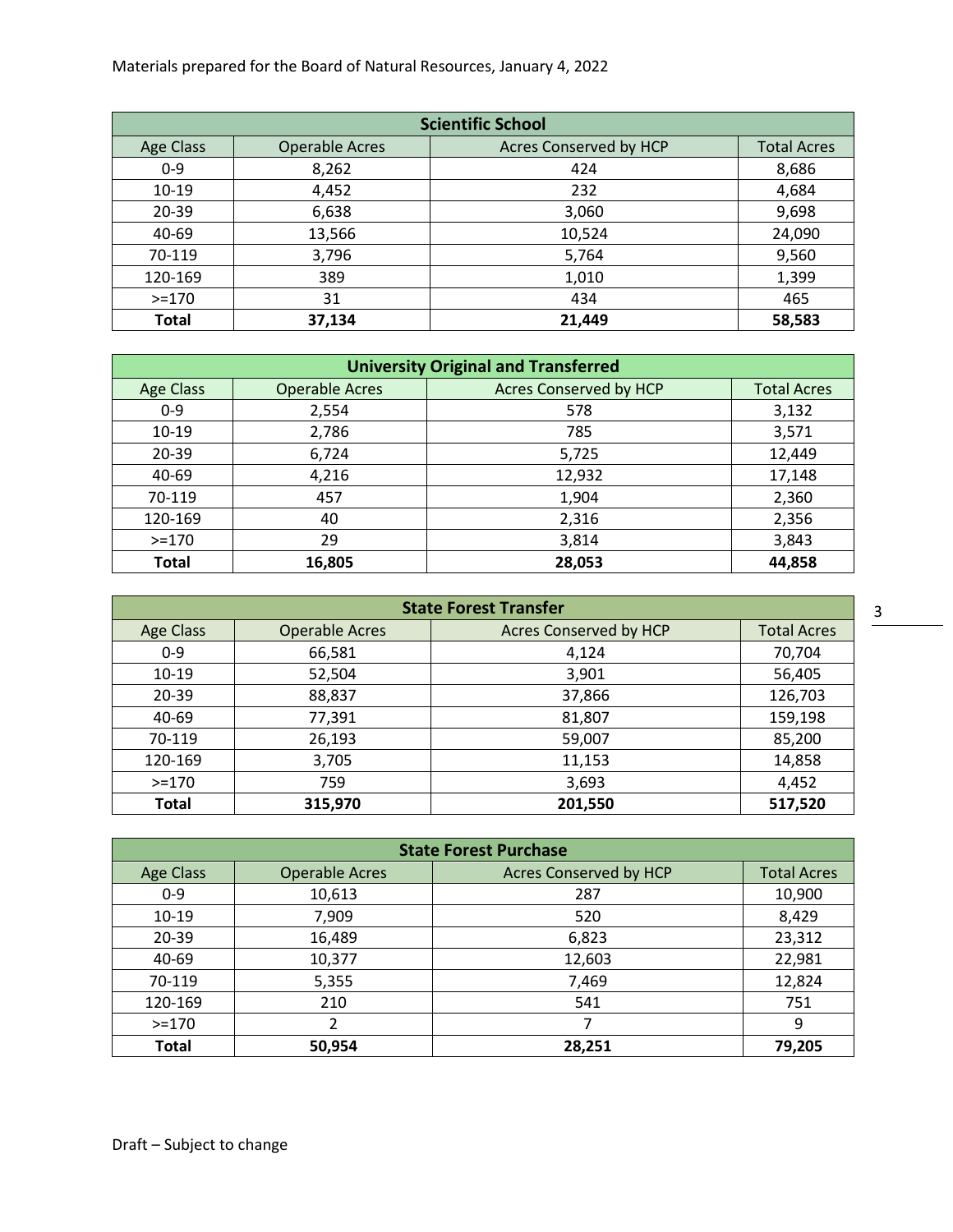| Scientific School | | | |
| --- | --- | --- | --- |
| Age Class | Operable Acres | Acres Conserved by HCP | Total Acres |
| 0-9 | 8,262 | 424 | 8,686 |
| 10-19 | 4,452 | 232 | 4,684 |
| 20-39 | 6,638 | 3,060 | 9,698 |
| 40-69 | 13,566 | 10,524 | 24,090 |
| 70-119 | 3,796 | 5,764 | 9,560 |
| 120-169 | 389 | 1,010 | 1,399 |
| >=170 | 31 | 434 | 465 |
| **Total** | **37,134** | **21,449** | **58,583** |

| University Original and Transferred | | | |
| --- | --- | --- | --- |
| Age Class | Operable Acres | Acres Conserved by HCP | Total Acres |
| 0-9 | 2,554 | 578 | 3,132 |
| 10-19 | 2,786 | 785 | 3,571 |
| 20-39 | 6,724 | 5,725 | 12,449 |
| 40-69 | 4,216 | 12,932 | 17,148 |
| 70-119 | 457 | 1,904 | 2,360 |
| 120-169 | 40 | 2,316 | 2,356 |
| >=170 | 29 | 3,814 | 3,843 |
| **Total** | **16,805** | **28,053** | **44,858** |

| State Forest Transfer | | | |
| --- | --- | --- | --- |
| Age Class | Operable Acres | Acres Conserved by HCP | Total Acres |
| 0-9 | 66,581 | 4,124 | 70,704 |
| 10-19 | 52,504 | 3,901 | 56,405 |
| 20-39 | 88,837 | 37,866 | 126,703 |
| 40-69 | 77,391 | 81,807 | 159,198 |
| 70-119 | 26,193 | 59,007 | 85,200 |
| 120-169 | 3,705 | 11,153 | 14,858 |
| >=170 | 759 | 3,693 | 4,452 |
| **Total** | **315,970** | **201,550** | **517,520** |

| State Forest Purchase | | | |
| --- | --- | --- | --- |
| Age Class | Operable Acres | Acres Conserved by HCP | Total Acres |
| 0-9 | 10,613 | 287 | 10,900 |
| 10-19 | 7,909 | 520 | 8,429 |
| 20-39 | 16,489 | 6,823 | 23,312 |
| 40-69 | 10,377 | 12,603 | 22,981 |
| 70-119 | 5,355 | 7,469 | 12,824 |
| 120-169 | 210 | 541 | 751 |
| >=170 | 2 | 7 | 9 |
| **Total** | **50,954** | **28,251** | **79,205** |